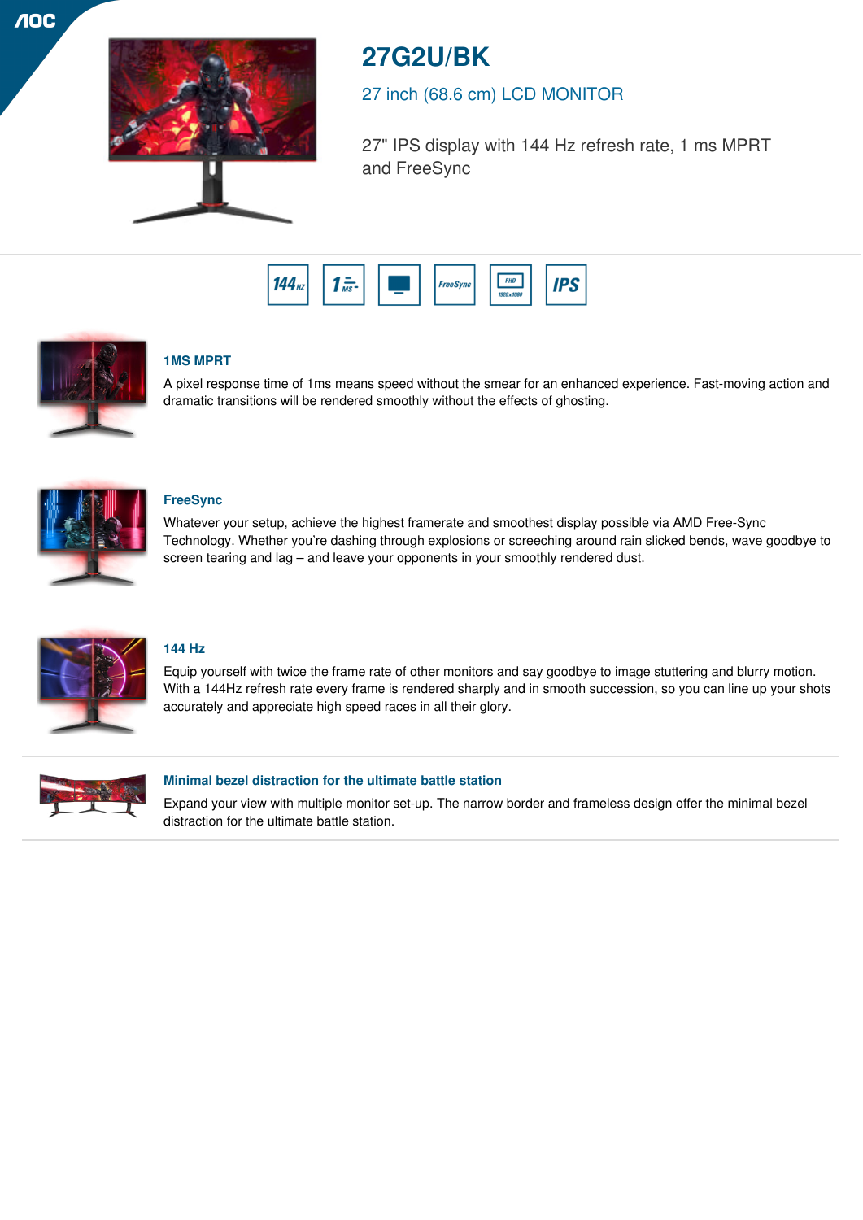# 27G2U/BK

## 27 inch (68.6 cm) LCD MONITOR

27" IPS display with 144 Hz refresh rate, 1 ms MPRT and FreeSync

### 1MS MPRT

A pixel response time of 1ms means speed without the smear for an enhanced experience. Fast-moving action and dramatic transitions will be rendered smoothly without the effects of ghosting.

### FreeSync

Whatever your setup, achieve the highest framerate and smoothest display possible via AMD Free-Sync Technology. Whether you're dashing through explosions or screeching around rain slicked bends, wave goodbye to screen tearing and lag – and leave your opponents in your smoothly rendered dust.

### 144 Hz

Equip yourself with twice the frame rate of other monitors and say goodbye to image stuttering and blurry motion. With a 144Hz refresh rate every frame is rendered sharply and in smooth succession, so you can line up your shots accurately and appreciate high speed races in all their glory.

### Minimal bezel distraction for the ultimate battle station

Expand your view with multiple monitor set-up. The narrow border and frameless design offer the minimal bezel distraction for the ultimate battle station.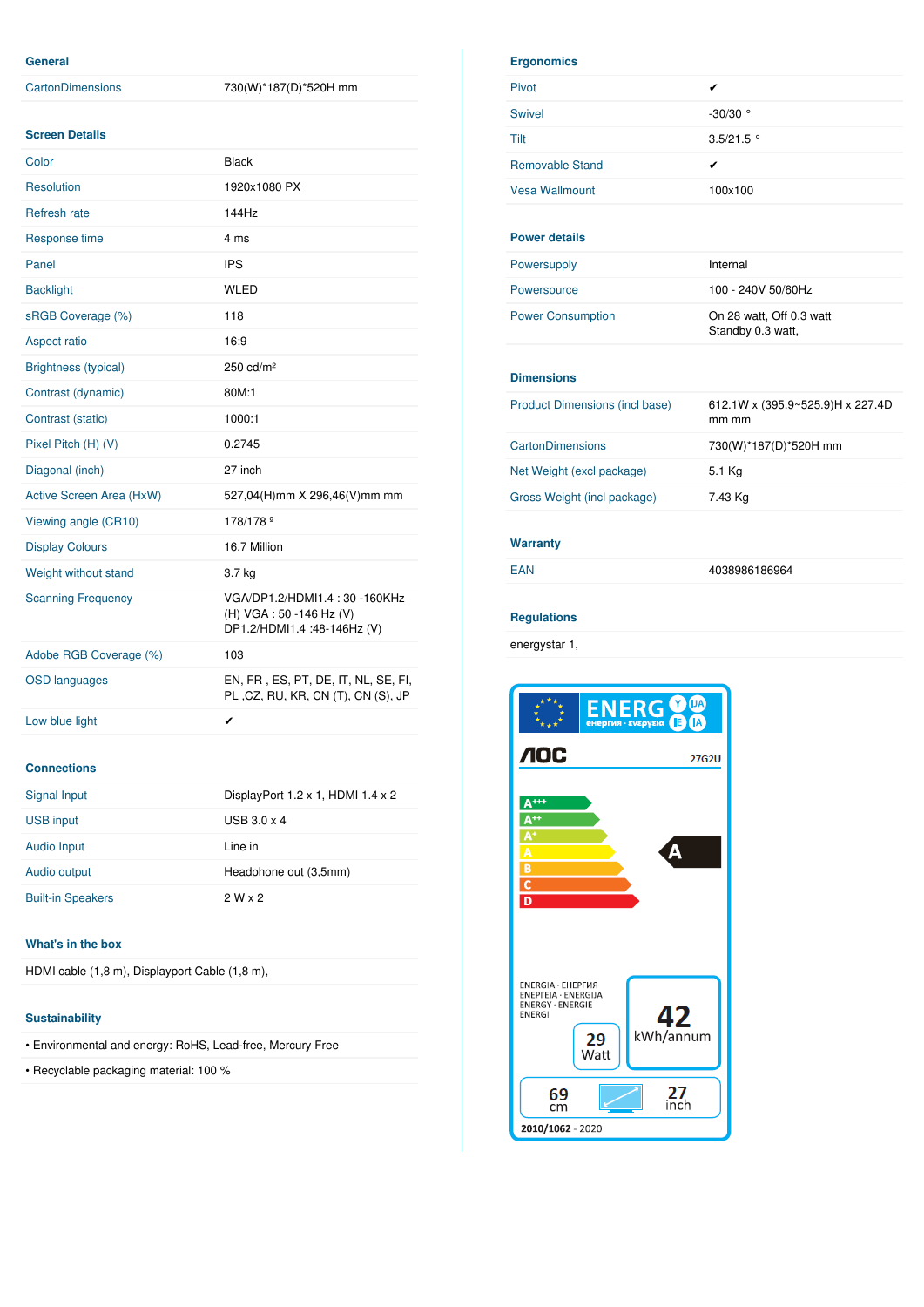## General

| | |
|---|---|
| CartonDimensions | 730(W)*187(D)*520H mm |

## Screen Details

| | |
|---|---|
| Color | Black |
| Resolution | 1920x1080 PX |
| Refresh rate | 144Hz |
| Response time | 4 ms |
| Panel | IPS |
| Backlight | WLED |
| sRGB Coverage (%) | 118 |
| Aspect ratio | 16:9 |
| Brightness (typical) | 250 cd/m² |
| Contrast (dynamic) | 80M:1 |
| Contrast (static) | 1000:1 |
| Pixel Pitch (H) (V) | 0.2745 |
| Diagonal (inch) | 27 inch |
| Active Screen Area (HxW) | 527,04(H)mm X 296,46(V)mm mm |
| Viewing angle (CR10) | 178/178 º |
| Display Colours | 16.7 Million |
| Weight without stand | 3.7 kg |
| Scanning Frequency | VGA/DP1.2/HDMI1.4 : 30 -160KHz (H) VGA : 50 -146 Hz (V) DP1.2/HDMI1.4 :48-146Hz (V) |
| Adobe RGB Coverage (%) | 103 |
| OSD languages | EN, FR , ES, PT, DE, IT, NL, SE, FI, PL ,CZ, RU, KR, CN (T), CN (S), JP |
| Low blue light | ✔ |

## Connections

| | |
|---|---|
| Signal Input | DisplayPort 1.2 x 1, HDMI 1.4 x 2 |
| USB input | USB 3.0 x 4 |
| Audio Input | Line in |
| Audio output | Headphone out (3,5mm) |
| Built-in Speakers | 2 W x 2 |

## What's in the box

HDMI cable (1,8 m), Displayport Cable (1,8 m),

## Sustainability

- Environmental and energy: RoHS, Lead-free, Mercury Free
- Recyclable packaging material: 100 %

## Ergonomics

| | |
|---|---|
| Pivot | ✔ |
| Swivel | -30/30 ° |
| Tilt | 3.5/21.5 ° |
| Removable Stand | ✔ |
| Vesa Wallmount | 100x100 |

## Power details

| | |
|---|---|
| Powersupply | Internal |
| Powersource | 100 - 240V 50/60Hz |
| Power Consumption | On 28 watt, Off 0.3 watt Standby 0.3 watt, |

## Dimensions

| | |
|---|---|
| Product Dimensions (incl base) | 612.1W x (395.9~525.9)H x 227.4D mm mm |
| CartonDimensions | 730(W)*187(D)*520H mm |
| Net Weight (excl package) | 5.1 Kg |
| Gross Weight (incl package) | 7.43 Kg |

## Warranty

| | |
|---|---|
| EAN | 4038986186964 |

## Regulations

energystar 1,

ENERG енергия · ενεργεια
AOC 27G2U
A+++
A++
A+
A
B
C
D
A
ENERGIA · ЕНЕРГИЯ
ΕΝΕΡΓΕΙΑ · ENERGIJA
ENERGY · ENERGIE
ENERGI
29 Watt
42 kWh/annum
69 cm
27 inch
2010/1062 - 2020